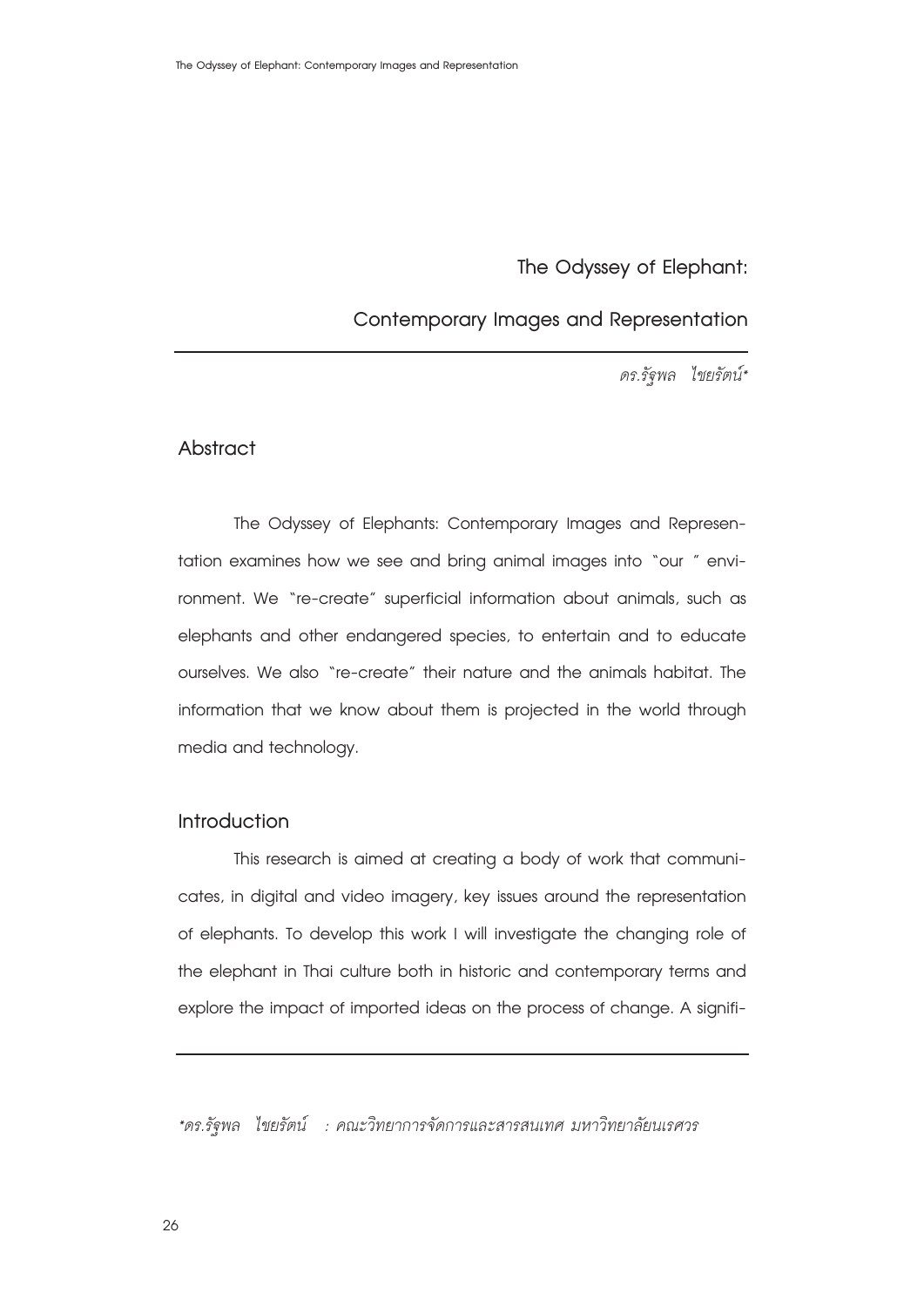# The Odyssey of Elephant:

# Contemporary Images and Representation

*ดร.รัฐพล ไชยรัตน์**

## Abstract

The Odyssey of Elephants: Contemporary Images and Representation examines how we see and bring animal images into "our " environment. We "re-create" superficial information about animals, such as elephants and other endangered species, to entertain and to educate ourselves. We also "re-create" their nature and the animals habitat. The information that we know about them is projected in the world through media and technology.

## Introduction

This research is aimed at creating a body of work that communicates, in digital and video imagery, key issues around the representation of elephants. To develop this work I will investigate the changing role of the elephant in Thai culture both in historic and contemporary terms and explore the impact of imported ideas on the process of change. A signifi-

---

**ดร.รัฐพล ไชยรัตน์ : คณะวิทยาการจัดการและสารสนเทศ มหาวิทยาลัยนเรศวร*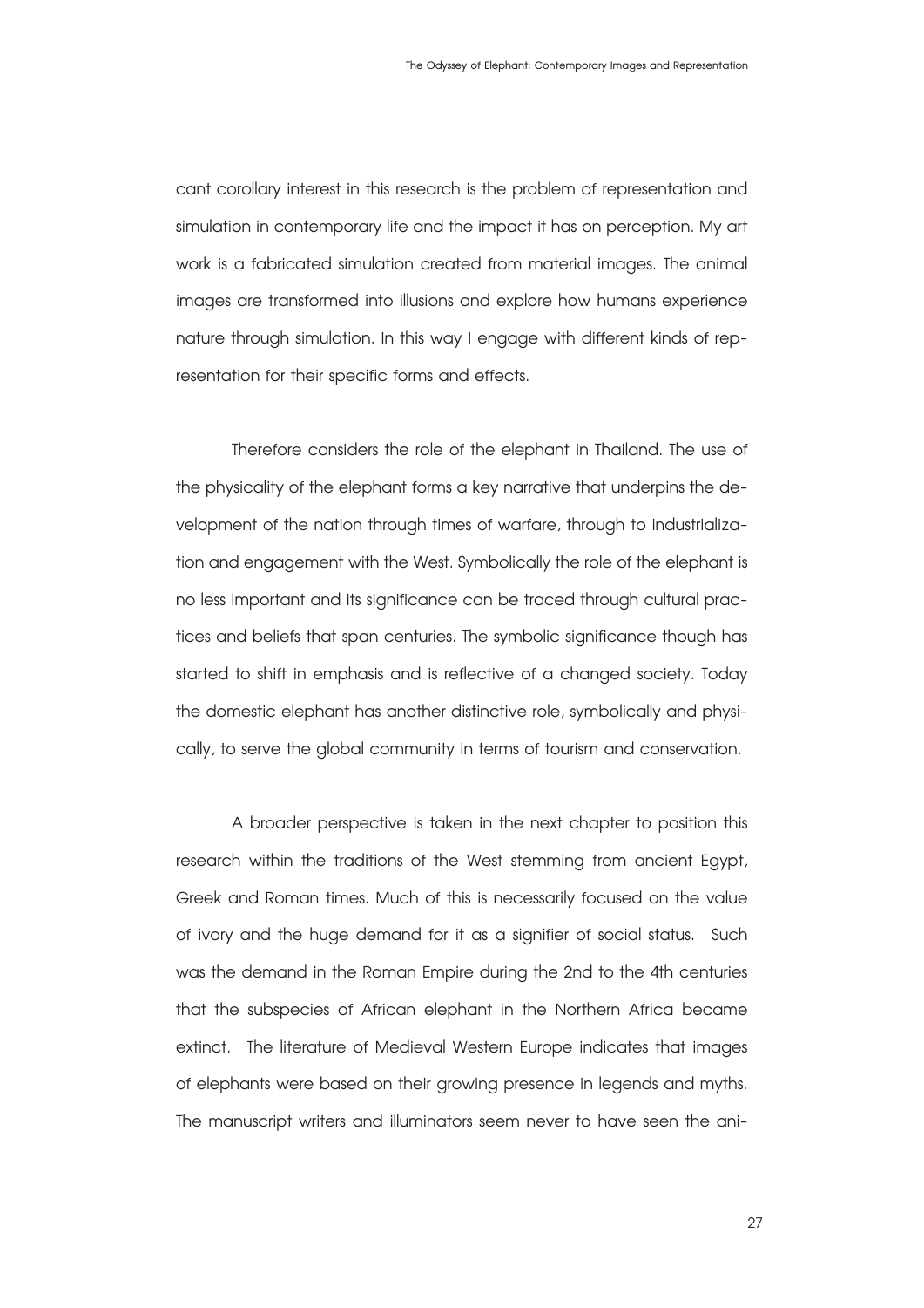cant corollary interest in this research is the problem of representation and simulation in contemporary life and the impact it has on perception. My art work is a fabricated simulation created from material images. The animal images are transformed into illusions and explore how humans experience nature through simulation. In this way I engage with different kinds of representation for their specific forms and effects.

Therefore considers the role of the elephant in Thailand. The use of the physicality of the elephant forms a key narrative that underpins the development of the nation through times of warfare, through to industrialization and engagement with the West. Symbolically the role of the elephant is no less important and its significance can be traced through cultural practices and beliefs that span centuries. The symbolic significance though has started to shift in emphasis and is reflective of a changed society. Today the domestic elephant has another distinctive role, symbolically and physically, to serve the global community in terms of tourism and conservation.

A broader perspective is taken in the next chapter to position this research within the traditions of the West stemming from ancient Egypt, Greek and Roman times. Much of this is necessarily focused on the value of ivory and the huge demand for it as a signifier of social status. Such was the demand in the Roman Empire during the 2nd to the 4th centuries that the subspecies of African elephant in the Northern Africa became extinct. The literature of Medieval Western Europe indicates that images of elephants were based on their growing presence in legends and myths. The manuscript writers and illuminators seem never to have seen the ani-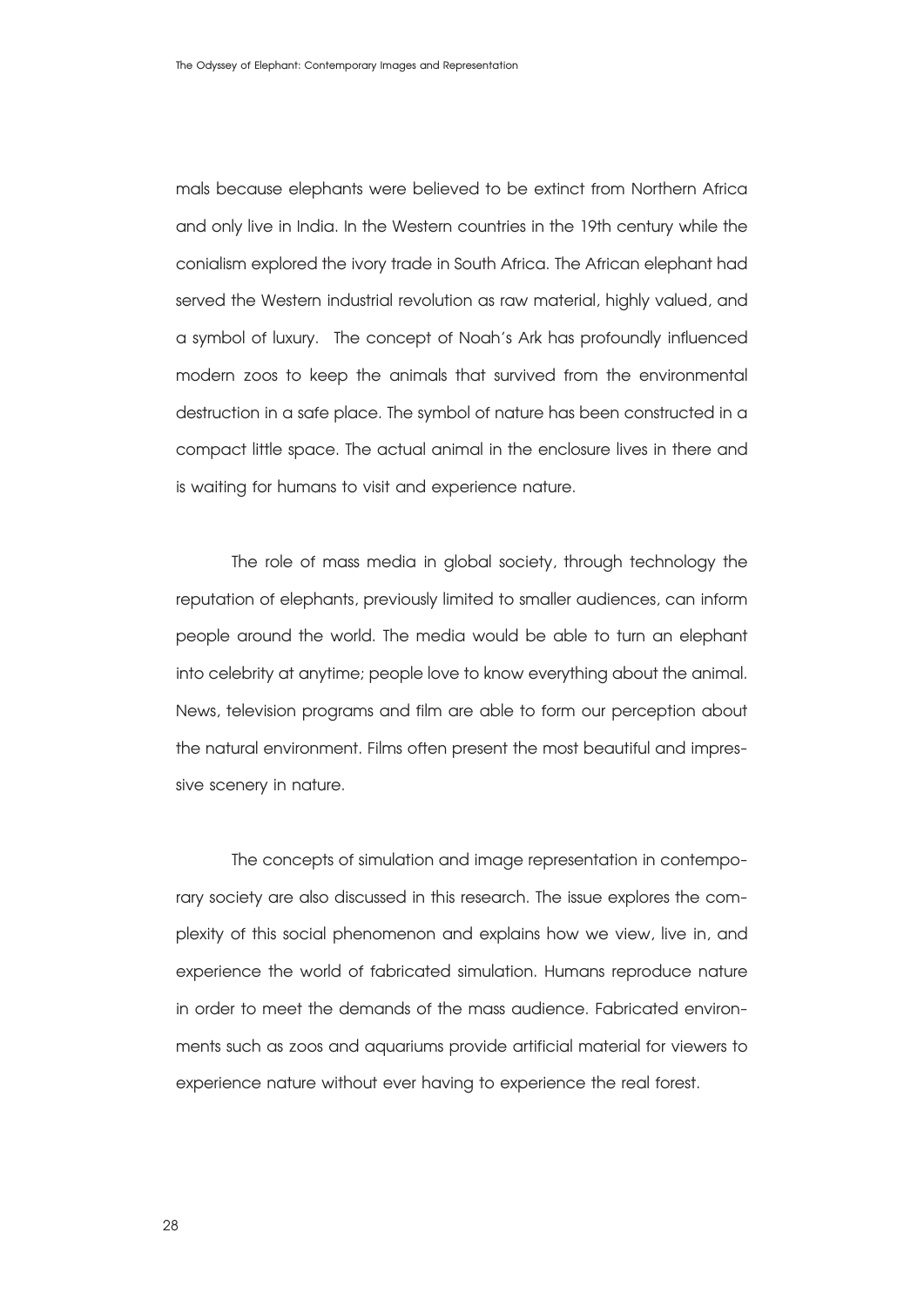mals because elephants were believed to be extinct from Northern Africa and only live in India. In the Western countries in the 19th century while the conialism explored the ivory trade in South Africa. The African elephant had served the Western industrial revolution as raw material, highly valued, and a symbol of luxury. The concept of Noah's Ark has profoundly influenced modern zoos to keep the animals that survived from the environmental destruction in a safe place. The symbol of nature has been constructed in a compact little space. The actual animal in the enclosure lives in there and is waiting for humans to visit and experience nature.

The role of mass media in global society, through technology the reputation of elephants, previously limited to smaller audiences, can inform people around the world. The media would be able to turn an elephant into celebrity at anytime; people love to know everything about the animal. News, television programs and film are able to form our perception about the natural environment. Films often present the most beautiful and impressive scenery in nature.

The concepts of simulation and image representation in contemporary society are also discussed in this research. The issue explores the complexity of this social phenomenon and explains how we view, live in, and experience the world of fabricated simulation. Humans reproduce nature in order to meet the demands of the mass audience. Fabricated environments such as zoos and aquariums provide artificial material for viewers to experience nature without ever having to experience the real forest.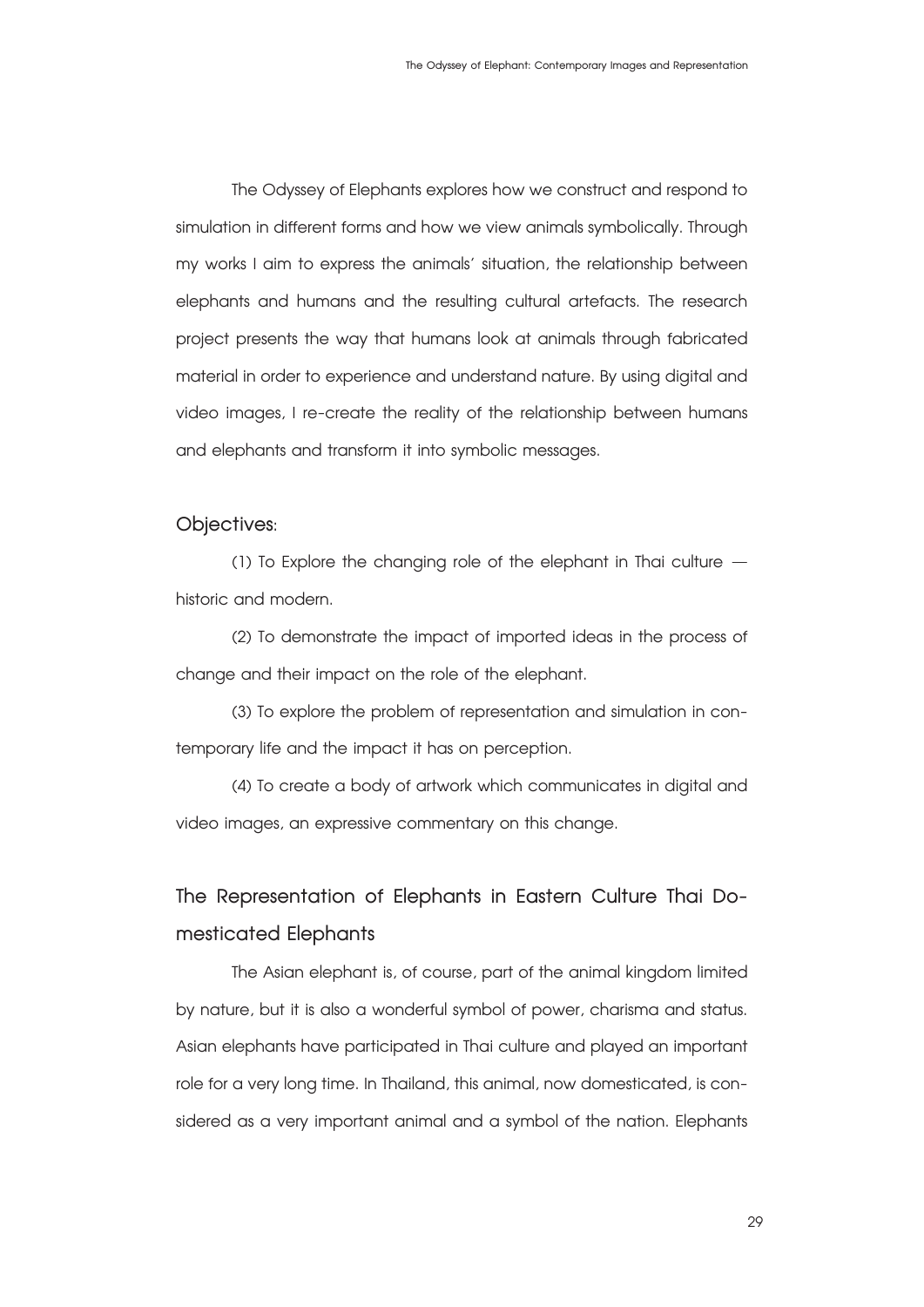The Odyssey of Elephants explores how we construct and respond to simulation in different forms and how we view animals symbolically. Through my works I aim to express the animals' situation, the relationship between elephants and humans and the resulting cultural artefacts. The research project presents the way that humans look at animals through fabricated material in order to experience and understand nature. By using digital and video images, I re-create the reality of the relationship between humans and elephants and transform it into symbolic messages.

## Objectives:

(1) To Explore the changing role of the elephant in Thai culture — historic and modern.

(2) To demonstrate the impact of imported ideas in the process of change and their impact on the role of the elephant.

(3) To explore the problem of representation and simulation in contemporary life and the impact it has on perception.

(4) To create a body of artwork which communicates in digital and video images, an expressive commentary on this change.

## The Representation of Elephants in Eastern Culture Thai Domesticated Elephants

The Asian elephant is, of course, part of the animal kingdom limited by nature, but it is also a wonderful symbol of power, charisma and status. Asian elephants have participated in Thai culture and played an important role for a very long time. In Thailand, this animal, now domesticated, is considered as a very important animal and a symbol of the nation. Elephants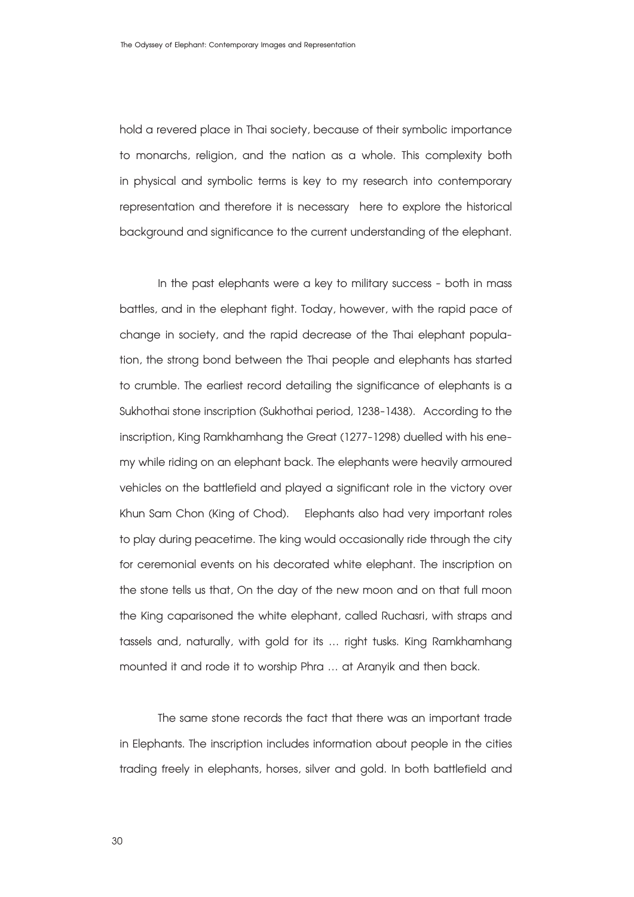hold a revered place in Thai society, because of their symbolic importance to monarchs, religion, and the nation as a whole. This complexity both in physical and symbolic terms is key to my research into contemporary representation and therefore it is necessary here to explore the historical background and significance to the current understanding of the elephant.

In the past elephants were a key to military success - both in mass battles, and in the elephant fight. Today, however, with the rapid pace of change in society, and the rapid decrease of the Thai elephant population, the strong bond between the Thai people and elephants has started to crumble. The earliest record detailing the significance of elephants is a Sukhothai stone inscription (Sukhothai period, 1238-1438). According to the inscription, King Ramkhamhang the Great (1277-1298) duelled with his enemy while riding on an elephant back. The elephants were heavily armoured vehicles on the battlefield and played a significant role in the victory over Khun Sam Chon (King of Chod). Elephants also had very important roles to play during peacetime. The king would occasionally ride through the city for ceremonial events on his decorated white elephant. The inscription on the stone tells us that, On the day of the new moon and on that full moon the King caparisoned the white elephant, called Ruchasri, with straps and tassels and, naturally, with gold for its … right tusks. King Ramkhamhang mounted it and rode it to worship Phra … at Aranyik and then back.

The same stone records the fact that there was an important trade in Elephants. The inscription includes information about people in the cities trading freely in elephants, horses, silver and gold. In both battlefield and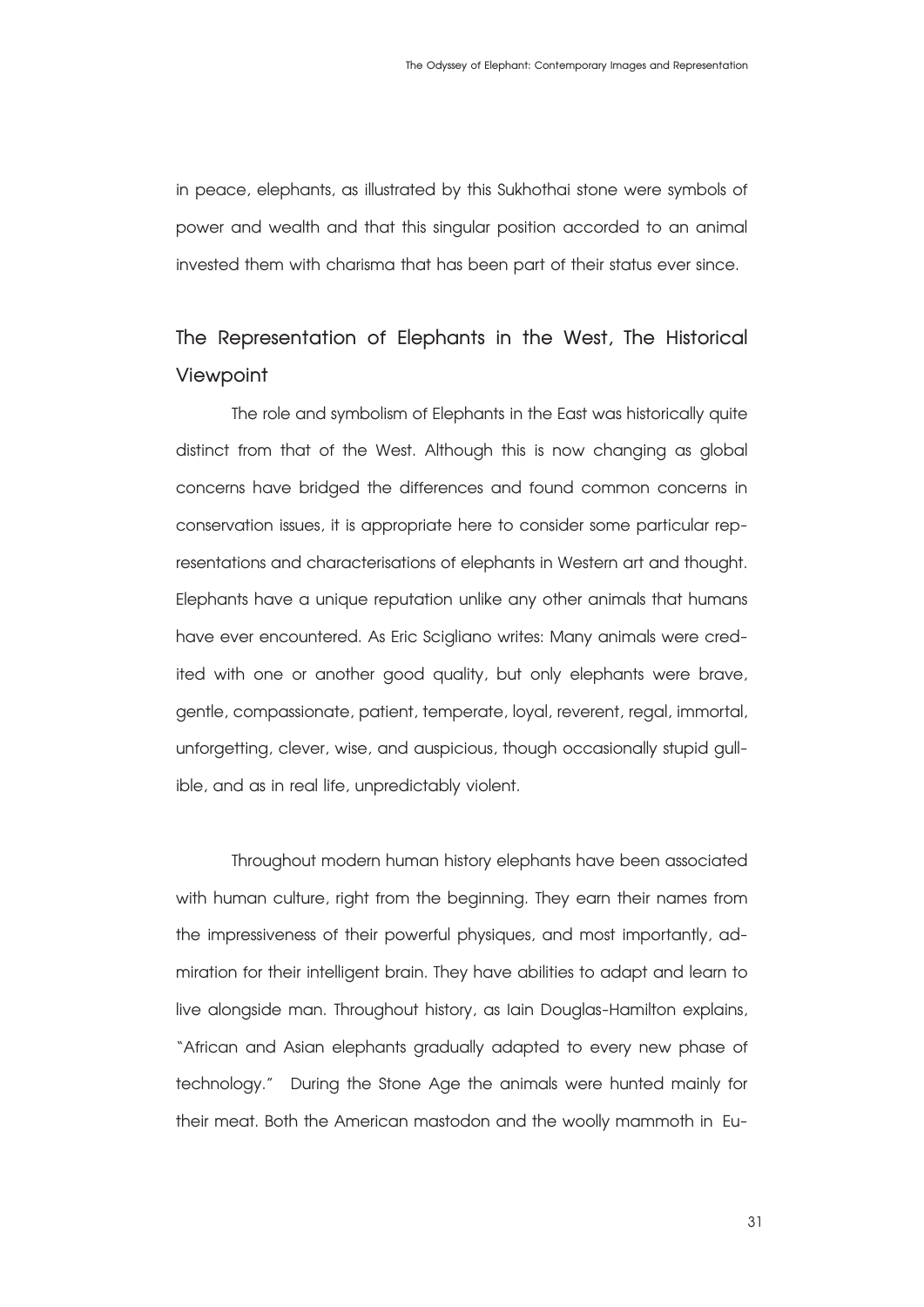in peace, elephants, as illustrated by this Sukhothai stone were symbols of power and wealth and that this singular position accorded to an animal invested them with charisma that has been part of their status ever since.

## The Representation of Elephants in the West, The Historical Viewpoint

The role and symbolism of Elephants in the East was historically quite distinct from that of the West. Although this is now changing as global concerns have bridged the differences and found common concerns in conservation issues, it is appropriate here to consider some particular representations and characterisations of elephants in Western art and thought. Elephants have a unique reputation unlike any other animals that humans have ever encountered. As Eric Scigliano writes: Many animals were credited with one or another good quality, but only elephants were brave, gentle, compassionate, patient, temperate, loyal, reverent, regal, immortal, unforgetting, clever, wise, and auspicious, though occasionally stupid gullible, and as in real life, unpredictably violent.

Throughout modern human history elephants have been associated with human culture, right from the beginning. They earn their names from the impressiveness of their powerful physiques, and most importantly, admiration for their intelligent brain. They have abilities to adapt and learn to live alongside man. Throughout history, as Iain Douglas-Hamilton explains, "African and Asian elephants gradually adapted to every new phase of technology." During the Stone Age the animals were hunted mainly for their meat. Both the American mastodon and the woolly mammoth in Eu-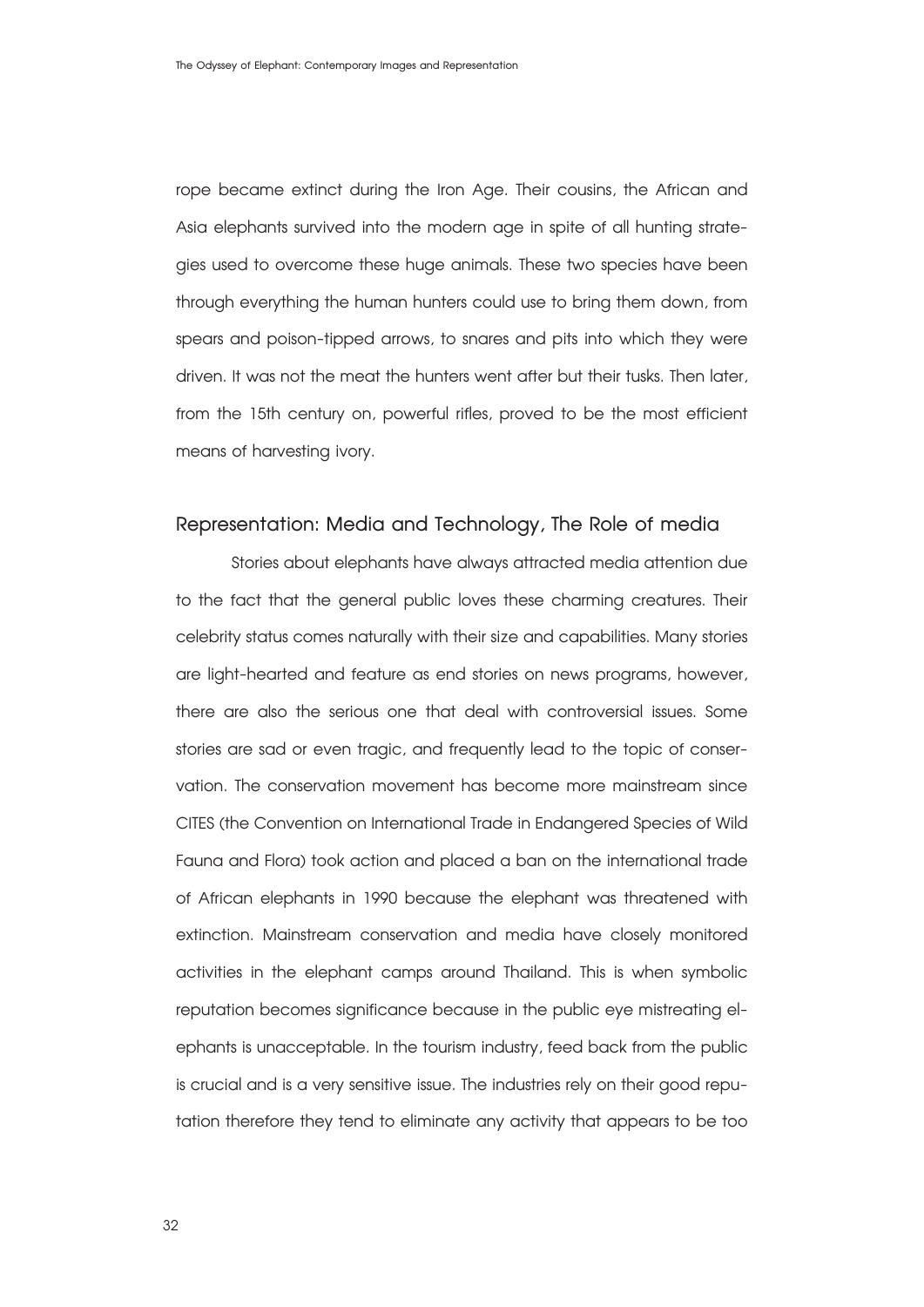rope became extinct during the Iron Age. Their cousins, the African and Asia elephants survived into the modern age in spite of all hunting strategies used to overcome these huge animals. These two species have been through everything the human hunters could use to bring them down, from spears and poison-tipped arrows, to snares and pits into which they were driven. It was not the meat the hunters went after but their tusks. Then later, from the 15th century on, powerful rifles, proved to be the most efficient means of harvesting ivory.

## Representation: Media and Technology, The Role of media

Stories about elephants have always attracted media attention due to the fact that the general public loves these charming creatures. Their celebrity status comes naturally with their size and capabilities. Many stories are light-hearted and feature as end stories on news programs, however, there are also the serious one that deal with controversial issues. Some stories are sad or even tragic, and frequently lead to the topic of conservation. The conservation movement has become more mainstream since CITES (the Convention on International Trade in Endangered Species of Wild Fauna and Flora) took action and placed a ban on the international trade of African elephants in 1990 because the elephant was threatened with extinction. Mainstream conservation and media have closely monitored activities in the elephant camps around Thailand. This is when symbolic reputation becomes significance because in the public eye mistreating elephants is unacceptable. In the tourism industry, feed back from the public is crucial and is a very sensitive issue. The industries rely on their good reputation therefore they tend to eliminate any activity that appears to be too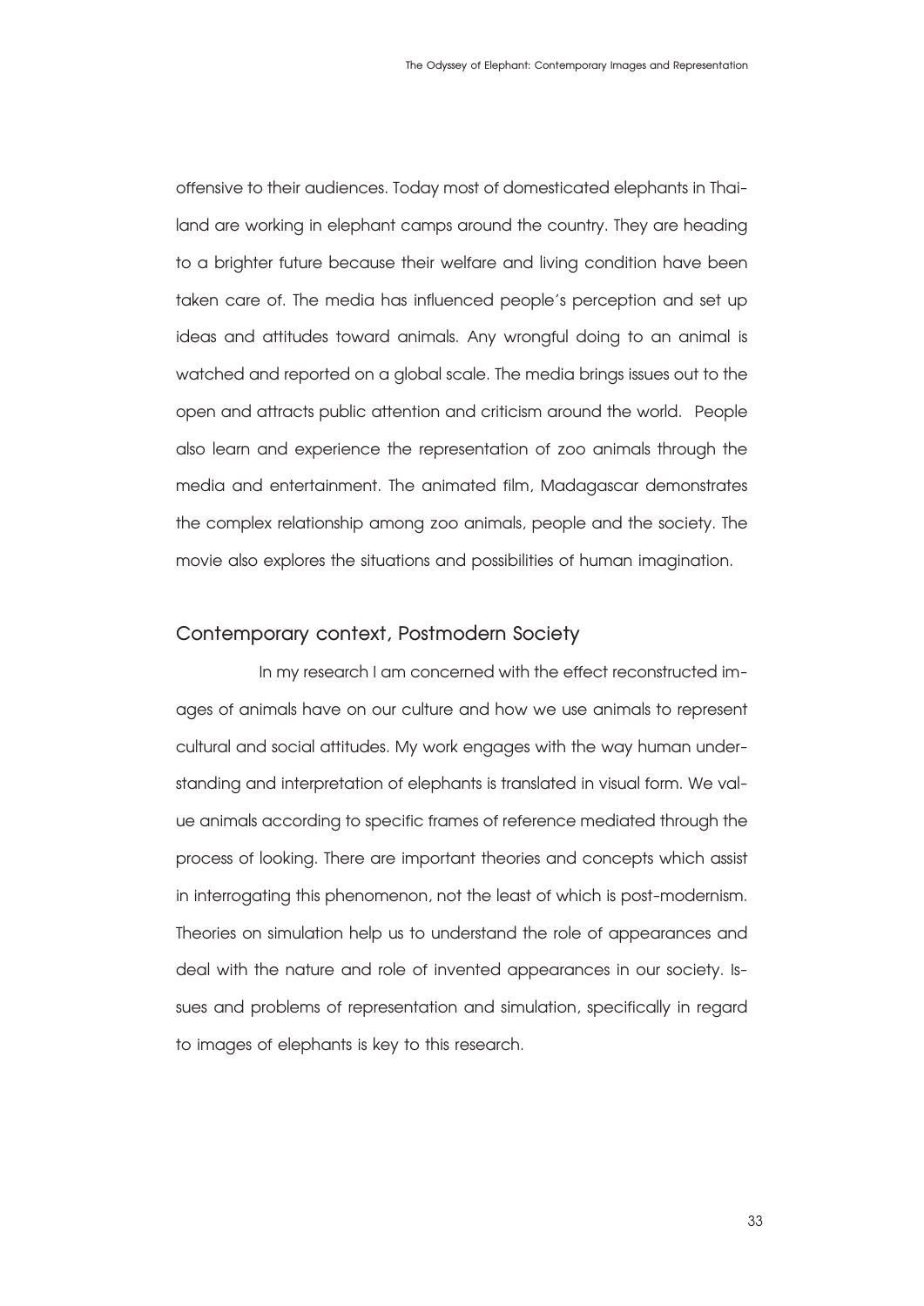offensive to their audiences. Today most of domesticated elephants in Thailand are working in elephant camps around the country. They are heading to a brighter future because their welfare and living condition have been taken care of. The media has influenced people's perception and set up ideas and attitudes toward animals. Any wrongful doing to an animal is watched and reported on a global scale. The media brings issues out to the open and attracts public attention and criticism around the world. People also learn and experience the representation of zoo animals through the media and entertainment. The animated film, Madagascar demonstrates the complex relationship among zoo animals, people and the society. The movie also explores the situations and possibilities of human imagination.

## Contemporary context, Postmodern Society

In my research I am concerned with the effect reconstructed images of animals have on our culture and how we use animals to represent cultural and social attitudes. My work engages with the way human understanding and interpretation of elephants is translated in visual form. We value animals according to specific frames of reference mediated through the process of looking. There are important theories and concepts which assist in interrogating this phenomenon, not the least of which is post-modernism. Theories on simulation help us to understand the role of appearances and deal with the nature and role of invented appearances in our society. Issues and problems of representation and simulation, specifically in regard to images of elephants is key to this research.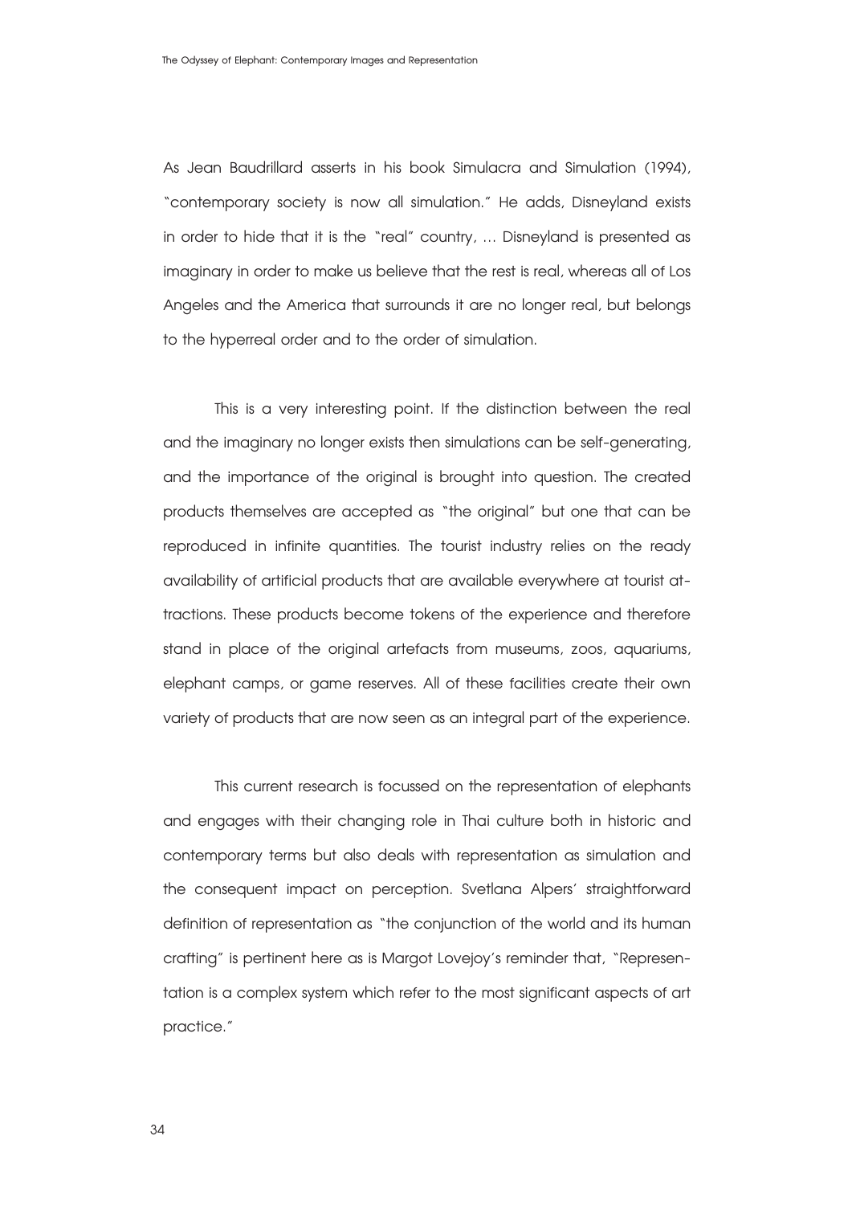As Jean Baudrillard asserts in his book Simulacra and Simulation (1994), "contemporary society is now all simulation." He adds, Disneyland exists in order to hide that it is the "real" country, ... Disneyland is presented as imaginary in order to make us believe that the rest is real, whereas all of Los Angeles and the America that surrounds it are no longer real, but belongs to the hyperreal order and to the order of simulation.

This is a very interesting point. If the distinction between the real and the imaginary no longer exists then simulations can be self-generating, and the importance of the original is brought into question. The created products themselves are accepted as "the original" but one that can be reproduced in infinite quantities. The tourist industry relies on the ready availability of artificial products that are available everywhere at tourist attractions. These products become tokens of the experience and therefore stand in place of the original artefacts from museums, zoos, aquariums, elephant camps, or game reserves. All of these facilities create their own variety of products that are now seen as an integral part of the experience.

This current research is focussed on the representation of elephants and engages with their changing role in Thai culture both in historic and contemporary terms but also deals with representation as simulation and the consequent impact on perception. Svetlana Alpers' straightforward definition of representation as "the conjunction of the world and its human crafting" is pertinent here as is Margot Lovejoy's reminder that, "Representation is a complex system which refer to the most significant aspects of art practice."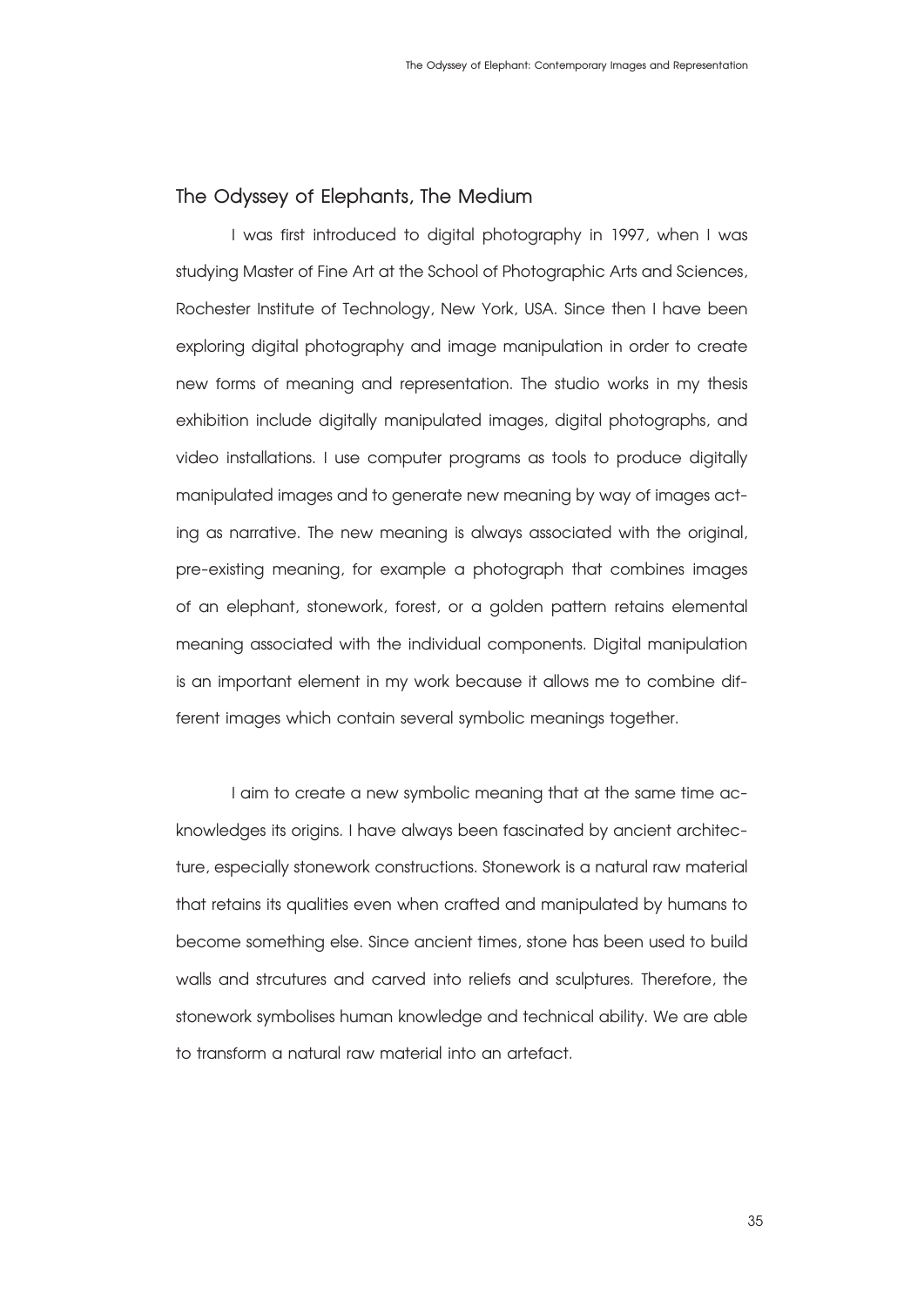## The Odyssey of Elephants, The Medium

I was first introduced to digital photography in 1997, when I was studying Master of Fine Art at the School of Photographic Arts and Sciences, Rochester Institute of Technology, New York, USA. Since then I have been exploring digital photography and image manipulation in order to create new forms of meaning and representation. The studio works in my thesis exhibition include digitally manipulated images, digital photographs, and video installations. I use computer programs as tools to produce digitally manipulated images and to generate new meaning by way of images acting as narrative. The new meaning is always associated with the original, pre-existing meaning, for example a photograph that combines images of an elephant, stonework, forest, or a golden pattern retains elemental meaning associated with the individual components. Digital manipulation is an important element in my work because it allows me to combine different images which contain several symbolic meanings together.

I aim to create a new symbolic meaning that at the same time acknowledges its origins. I have always been fascinated by ancient architecture, especially stonework constructions. Stonework is a natural raw material that retains its qualities even when crafted and manipulated by humans to become something else. Since ancient times, stone has been used to build walls and strcutures and carved into reliefs and sculptures. Therefore, the stonework symbolises human knowledge and technical ability. We are able to transform a natural raw material into an artefact.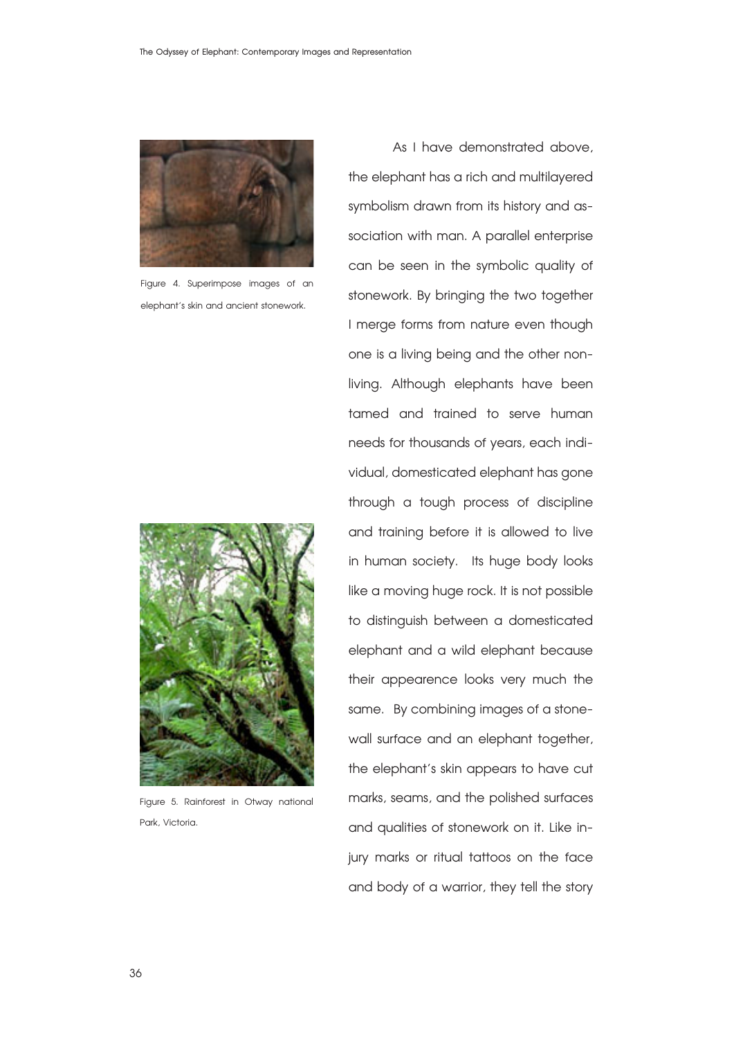Figure 4. Superimpose images of an elephant's skin and ancient stonework.

Figure 5. Rainforest in Otway national Park, Victoria.

As I have demonstrated above, the elephant has a rich and multilayered symbolism drawn from its history and association with man. A parallel enterprise can be seen in the symbolic quality of stonework. By bringing the two together I merge forms from nature even though one is a living being and the other non-living. Although elephants have been tamed and trained to serve human needs for thousands of years, each individual, domesticated elephant has gone through a tough process of discipline and training before it is allowed to live in human society. Its huge body looks like a moving huge rock. It is not possible to distinguish between a domesticated elephant and a wild elephant because their appearence looks very much the same. By combining images of a stonewall surface and an elephant together, the elephant's skin appears to have cut marks, seams, and the polished surfaces and qualities of stonework on it. Like injury marks or ritual tattoos on the face and body of a warrior, they tell the story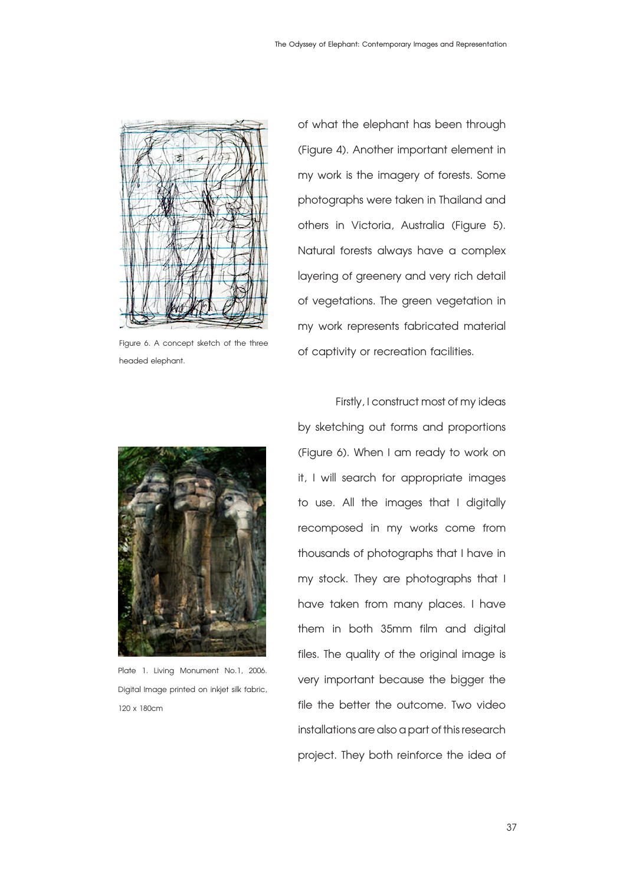of what the elephant has been through (Figure 4). Another important element in my work is the imagery of forests. Some photographs were taken in Thailand and others in Victoria, Australia (Figure 5). Natural forests always have a complex layering of greenery and very rich detail of vegetations. The green vegetation in my work represents fabricated material of captivity or recreation facilities.

Figure 6. A concept sketch of the three headed elephant.

Firstly, I construct most of my ideas by sketching out forms and proportions (Figure 6). When I am ready to work on it, I will search for appropriate images to use. All the images that I digitally recomposed in my works come from thousands of photographs that I have in my stock. They are photographs that I have taken from many places. I have them in both 35mm film and digital files. The quality of the original image is very important because the bigger the file the better the outcome. Two video installations are also a part of this research project. They both reinforce the idea of

Plate 1. Living Monument No.1, 2006. Digital Image printed on inkjet silk fabric, 120 x 180cm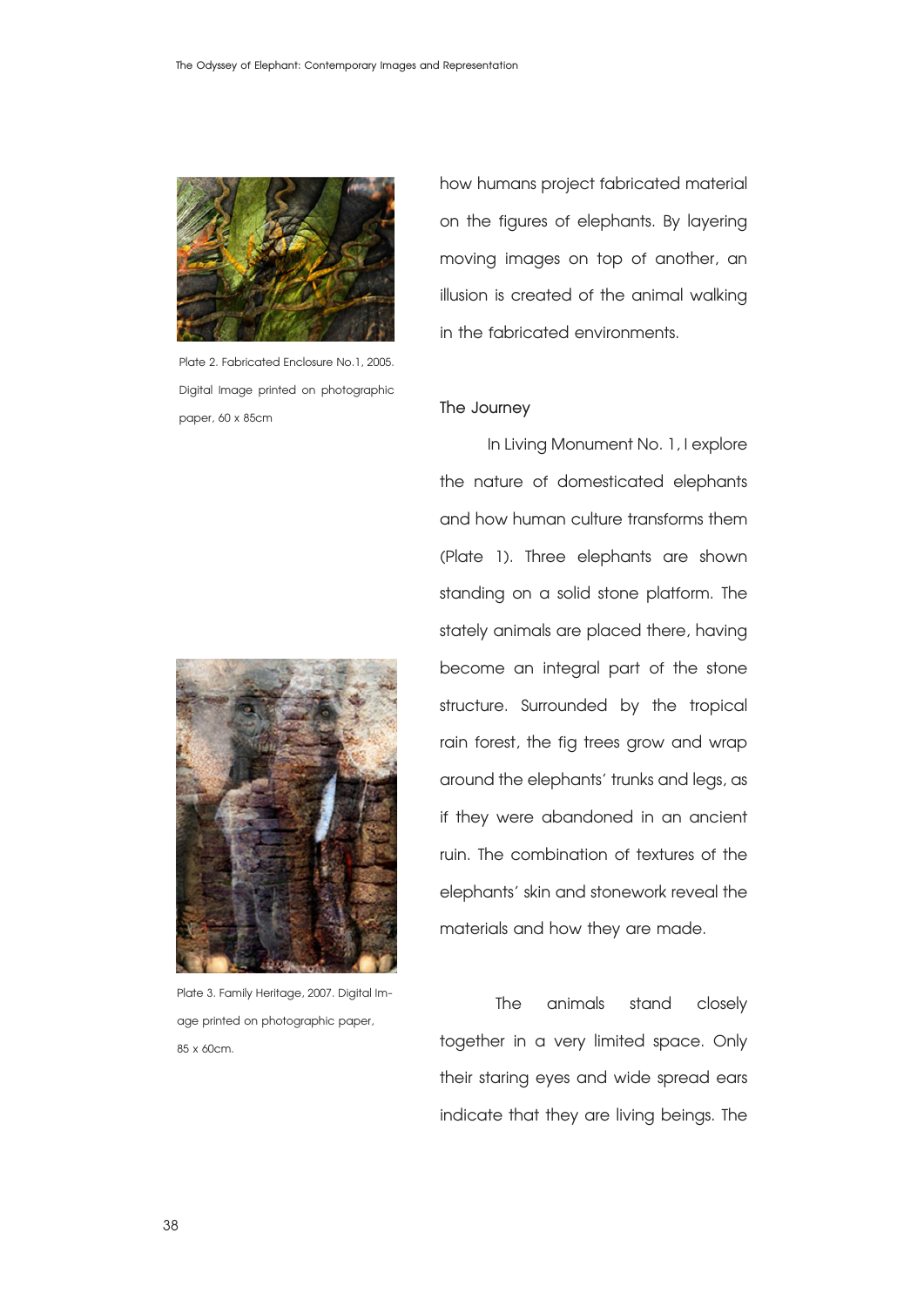Plate 2. Fabricated Enclosure No.1, 2005. Digital Image printed on photographic paper, 60 x 85cm

Plate 3. Family Heritage, 2007. Digital Image printed on photographic paper, 85 x 60cm.

how humans project fabricated material on the figures of elephants. By layering moving images on top of another, an illusion is created of the animal walking in the fabricated environments.

## The Journey

In Living Monument No. 1, I explore the nature of domesticated elephants and how human culture transforms them (Plate 1). Three elephants are shown standing on a solid stone platform. The stately animals are placed there, having become an integral part of the stone structure. Surrounded by the tropical rain forest, the fig trees grow and wrap around the elephants' trunks and legs, as if they were abandoned in an ancient ruin. The combination of textures of the elephants' skin and stonework reveal the materials and how they are made.

The animals stand closely together in a very limited space. Only their staring eyes and wide spread ears indicate that they are living beings. The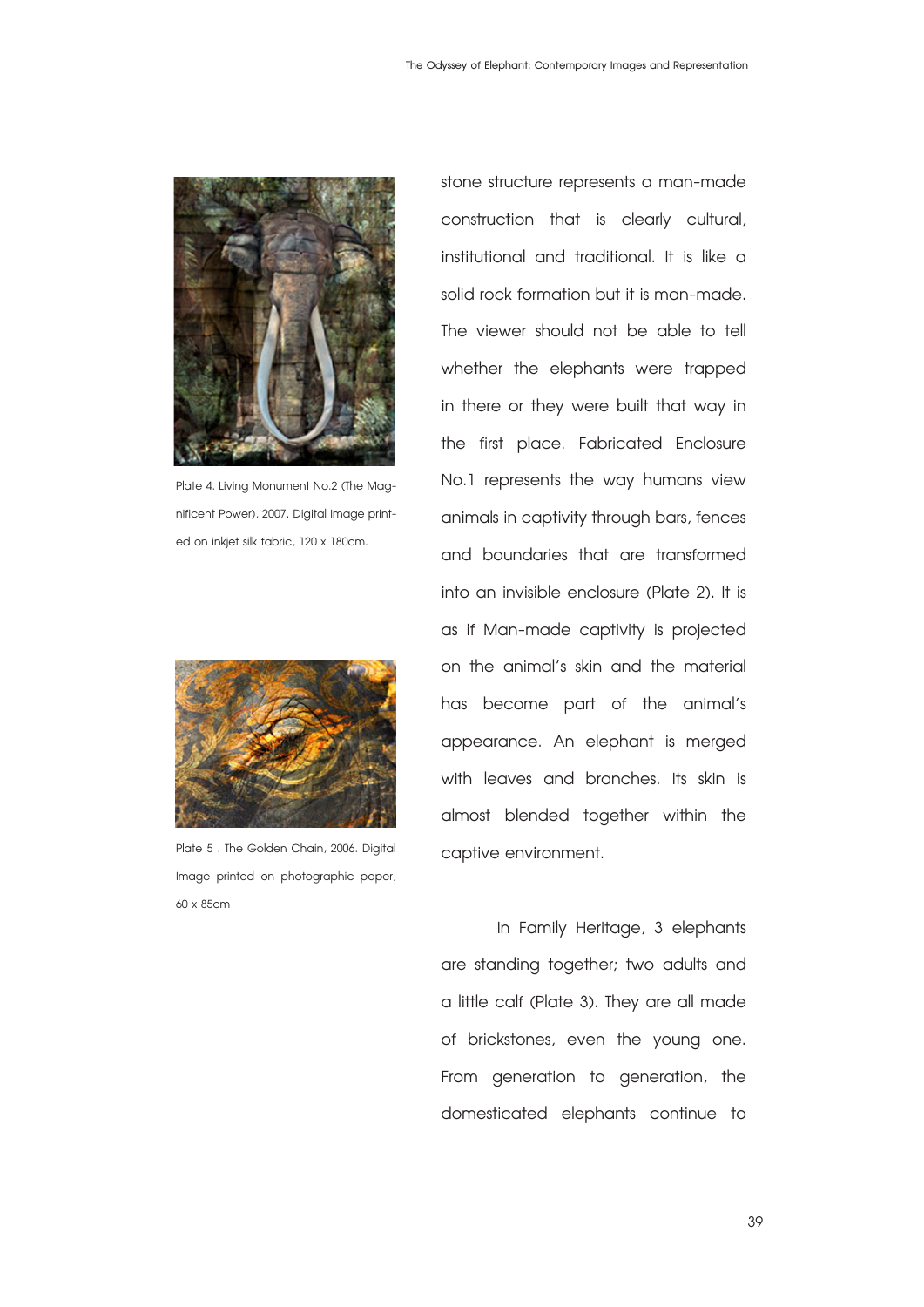Plate 4. Living Monument No.2 (The Magnificent Power), 2007. Digital Image printed on inkjet silk fabric, 120 x 180cm.

Plate 5 . The Golden Chain, 2006. Digital Image printed on photographic paper, 60 x 85cm

stone structure represents a man-made construction that is clearly cultural, institutional and traditional. It is like a solid rock formation but it is man-made. The viewer should not be able to tell whether the elephants were trapped in there or they were built that way in the first place. Fabricated Enclosure No.1 represents the way humans view animals in captivity through bars, fences and boundaries that are transformed into an invisible enclosure (Plate 2). It is as if Man-made captivity is projected on the animal's skin and the material has become part of the animal's appearance. An elephant is merged with leaves and branches. Its skin is almost blended together within the captive environment.

In Family Heritage, 3 elephants are standing together; two adults and a little calf (Plate 3). They are all made of brickstones, even the young one. From generation to generation, the domesticated elephants continue to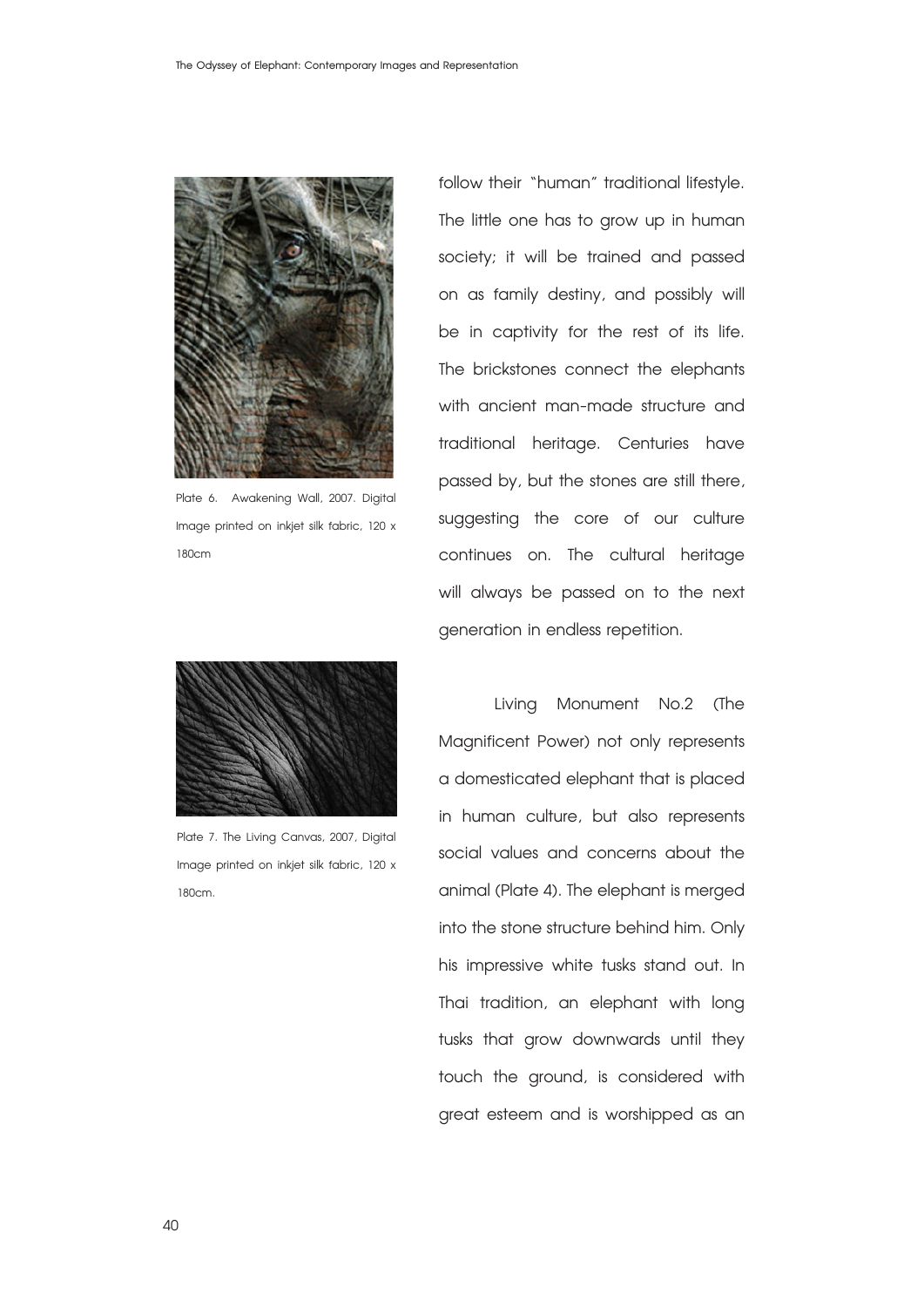Plate 6. Awakening Wall, 2007. Digital Image printed on inkjet silk fabric, 120 x 180cm

Plate 7. The Living Canvas, 2007, Digital Image printed on inkjet silk fabric, 120 x 180cm.

follow their "human" traditional lifestyle. The little one has to grow up in human society; it will be trained and passed on as family destiny, and possibly will be in captivity for the rest of its life. The brickstones connect the elephants with ancient man-made structure and traditional heritage. Centuries have passed by, but the stones are still there, suggesting the core of our culture continues on. The cultural heritage will always be passed on to the next generation in endless repetition.

Living Monument No.2 (The Magnificent Power) not only represents a domesticated elephant that is placed in human culture, but also represents social values and concerns about the animal (Plate 4). The elephant is merged into the stone structure behind him. Only his impressive white tusks stand out. In Thai tradition, an elephant with long tusks that grow downwards until they touch the ground, is considered with great esteem and is worshipped as an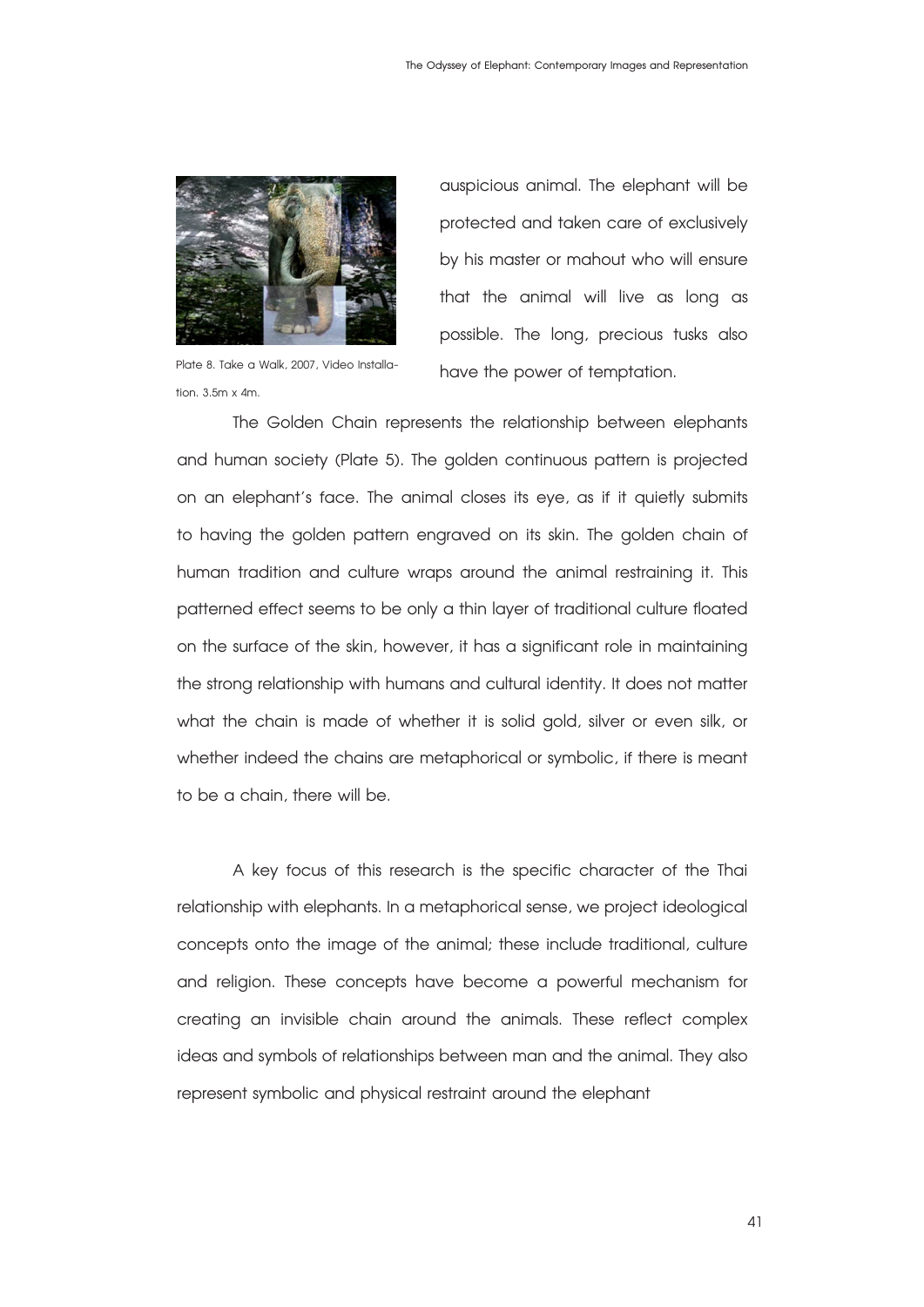Plate 8. Take a Walk, 2007, Video Installation. 3.5m x 4m.

auspicious animal. The elephant will be protected and taken care of exclusively by his master or mahout who will ensure that the animal will live as long as possible. The long, precious tusks also have the power of temptation.

The Golden Chain represents the relationship between elephants and human society (Plate 5). The golden continuous pattern is projected on an elephant's face. The animal closes its eye, as if it quietly submits to having the golden pattern engraved on its skin. The golden chain of human tradition and culture wraps around the animal restraining it. This patterned effect seems to be only a thin layer of traditional culture floated on the surface of the skin, however, it has a significant role in maintaining the strong relationship with humans and cultural identity. It does not matter what the chain is made of whether it is solid gold, silver or even silk, or whether indeed the chains are metaphorical or symbolic, if there is meant to be a chain, there will be.

A key focus of this research is the specific character of the Thai relationship with elephants. In a metaphorical sense, we project ideological concepts onto the image of the animal; these include traditional, culture and religion. These concepts have become a powerful mechanism for creating an invisible chain around the animals. These reflect complex ideas and symbols of relationships between man and the animal. They also represent symbolic and physical restraint around the elephant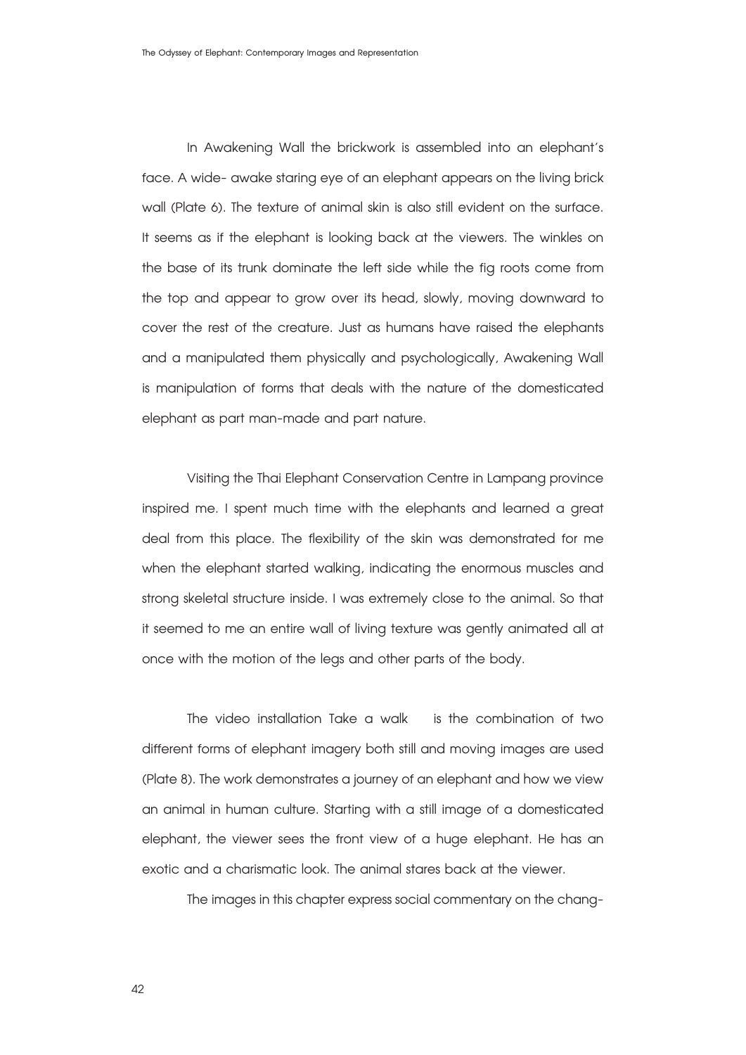In Awakening Wall the brickwork is assembled into an elephant's face. A wide- awake staring eye of an elephant appears on the living brick wall (Plate 6). The texture of animal skin is also still evident on the surface. It seems as if the elephant is looking back at the viewers. The winkles on the base of its trunk dominate the left side while the fig roots come from the top and appear to grow over its head, slowly, moving downward to cover the rest of the creature. Just as humans have raised the elephants and a manipulated them physically and psychologically, Awakening Wall is manipulation of forms that deals with the nature of the domesticated elephant as part man-made and part nature.

Visiting the Thai Elephant Conservation Centre in Lampang province inspired me. I spent much time with the elephants and learned a great deal from this place. The flexibility of the skin was demonstrated for me when the elephant started walking, indicating the enormous muscles and strong skeletal structure inside. I was extremely close to the animal. So that it seemed to me an entire wall of living texture was gently animated all at once with the motion of the legs and other parts of the body.

The video installation Take a walk is the combination of two different forms of elephant imagery both still and moving images are used (Plate 8). The work demonstrates a journey of an elephant and how we view an animal in human culture. Starting with a still image of a domesticated elephant, the viewer sees the front view of a huge elephant. He has an exotic and a charismatic look. The animal stares back at the viewer.

The images in this chapter express social commentary on the chang-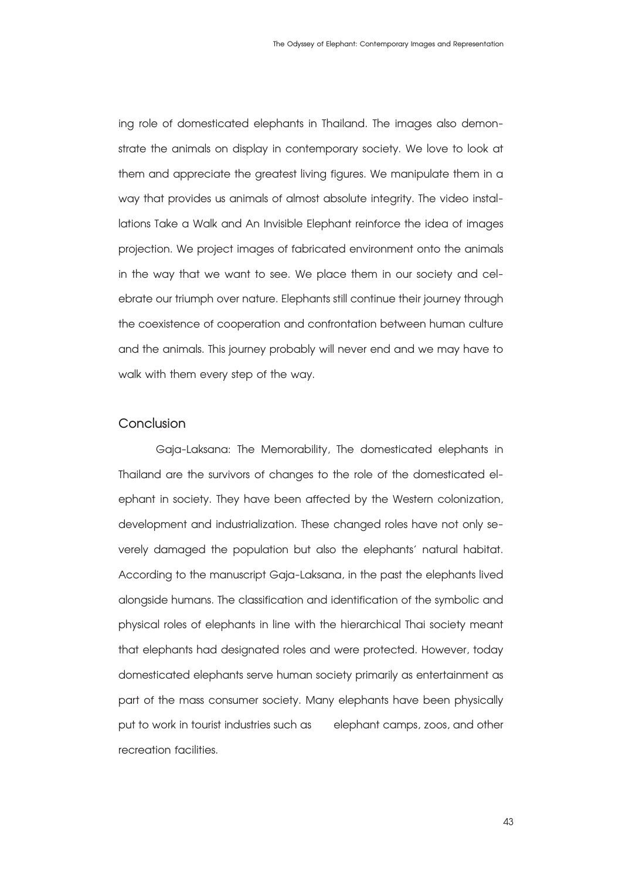ing role of domesticated elephants in Thailand. The images also demonstrate the animals on display in contemporary society. We love to look at them and appreciate the greatest living figures. We manipulate them in a way that provides us animals of almost absolute integrity. The video installations Take a Walk and An Invisible Elephant reinforce the idea of images projection. We project images of fabricated environment onto the animals in the way that we want to see. We place them in our society and celebrate our triumph over nature. Elephants still continue their journey through the coexistence of cooperation and confrontation between human culture and the animals. This journey probably will never end and we may have to walk with them every step of the way.

## Conclusion

Gaja-Laksana: The Memorability, The domesticated elephants in Thailand are the survivors of changes to the role of the domesticated elephant in society. They have been affected by the Western colonization, development and industrialization. These changed roles have not only severely damaged the population but also the elephants' natural habitat. According to the manuscript Gaja-Laksana, in the past the elephants lived alongside humans. The classification and identification of the symbolic and physical roles of elephants in line with the hierarchical Thai society meant that elephants had designated roles and were protected. However, today domesticated elephants serve human society primarily as entertainment as part of the mass consumer society. Many elephants have been physically put to work in tourist industries such as elephant camps, zoos, and other recreation facilities.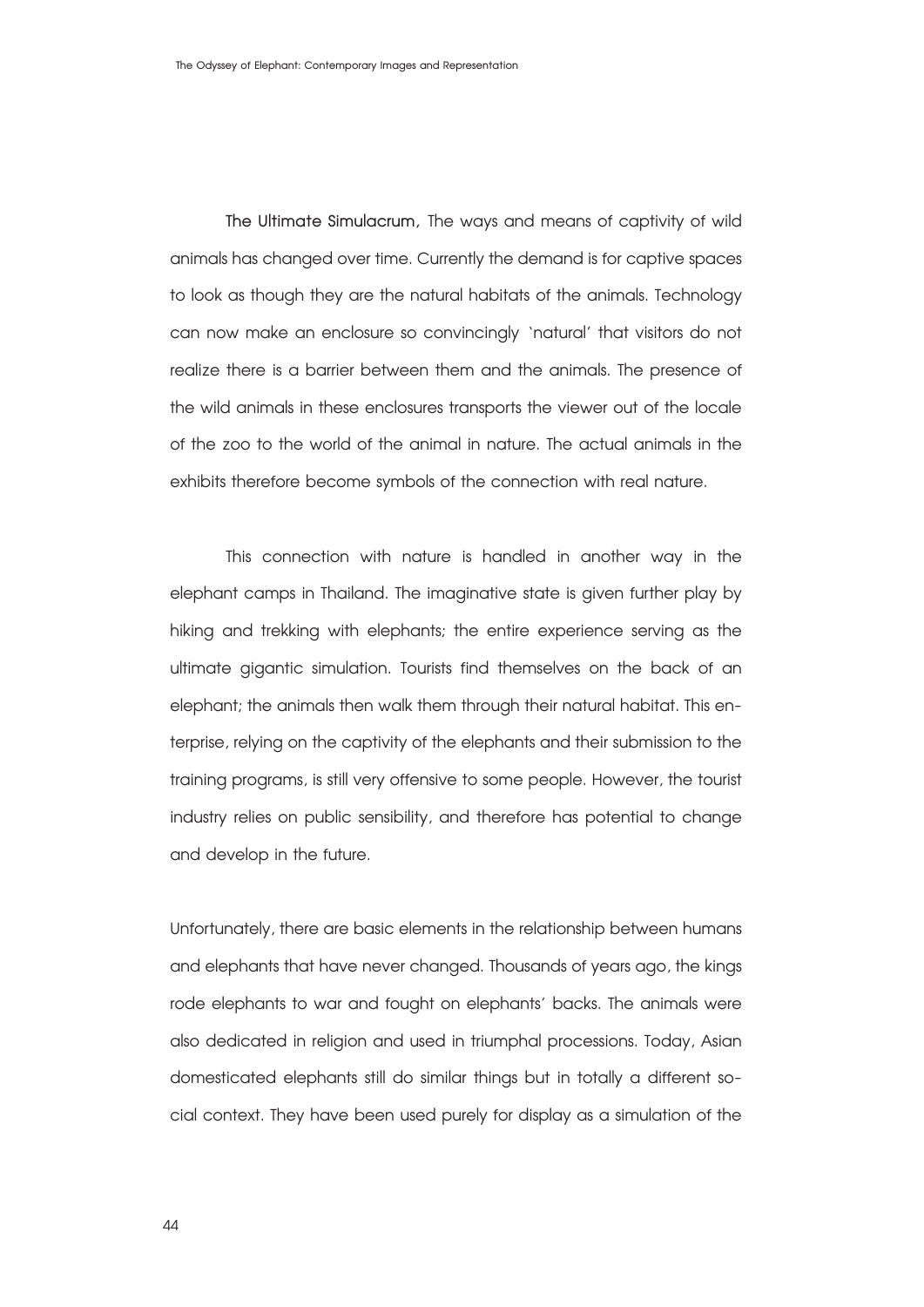**The Ultimate Simulacrum,** The ways and means of captivity of wild animals has changed over time. Currently the demand is for captive spaces to look as though they are the natural habitats of the animals. Technology can now make an enclosure so convincingly 'natural' that visitors do not realize there is a barrier between them and the animals. The presence of the wild animals in these enclosures transports the viewer out of the locale of the zoo to the world of the animal in nature. The actual animals in the exhibits therefore become symbols of the connection with real nature.

This connection with nature is handled in another way in the elephant camps in Thailand. The imaginative state is given further play by hiking and trekking with elephants; the entire experience serving as the ultimate gigantic simulation. Tourists find themselves on the back of an elephant; the animals then walk them through their natural habitat. This enterprise, relying on the captivity of the elephants and their submission to the training programs, is still very offensive to some people. However, the tourist industry relies on public sensibility, and therefore has potential to change and develop in the future.

Unfortunately, there are basic elements in the relationship between humans and elephants that have never changed. Thousands of years ago, the kings rode elephants to war and fought on elephants' backs. The animals were also dedicated in religion and used in triumphal processions. Today, Asian domesticated elephants still do similar things but in totally a different social context. They have been used purely for display as a simulation of the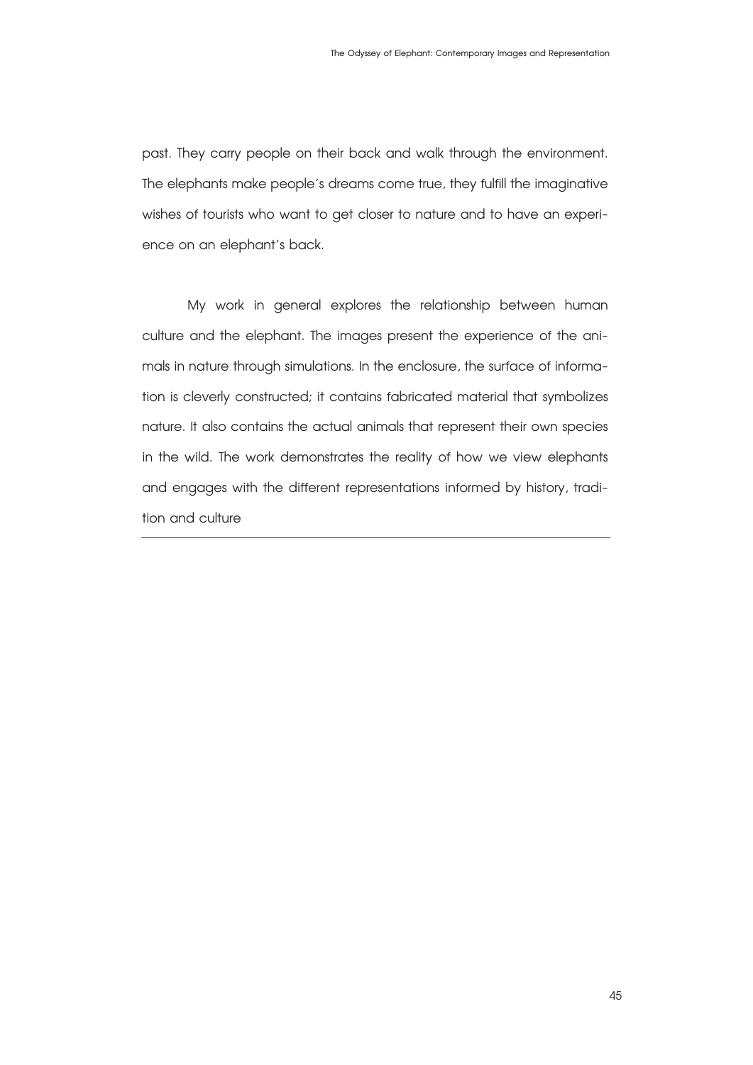past. They carry people on their back and walk through the environment. The elephants make people's dreams come true, they fulfill the imaginative wishes of tourists who want to get closer to nature and to have an experience on an elephant's back.

My work in general explores the relationship between human culture and the elephant. The images present the experience of the animals in nature through simulations. In the enclosure, the surface of information is cleverly constructed; it contains fabricated material that symbolizes nature. It also contains the actual animals that represent their own species in the wild. The work demonstrates the reality of how we view elephants and engages with the different representations informed by history, tradition and culture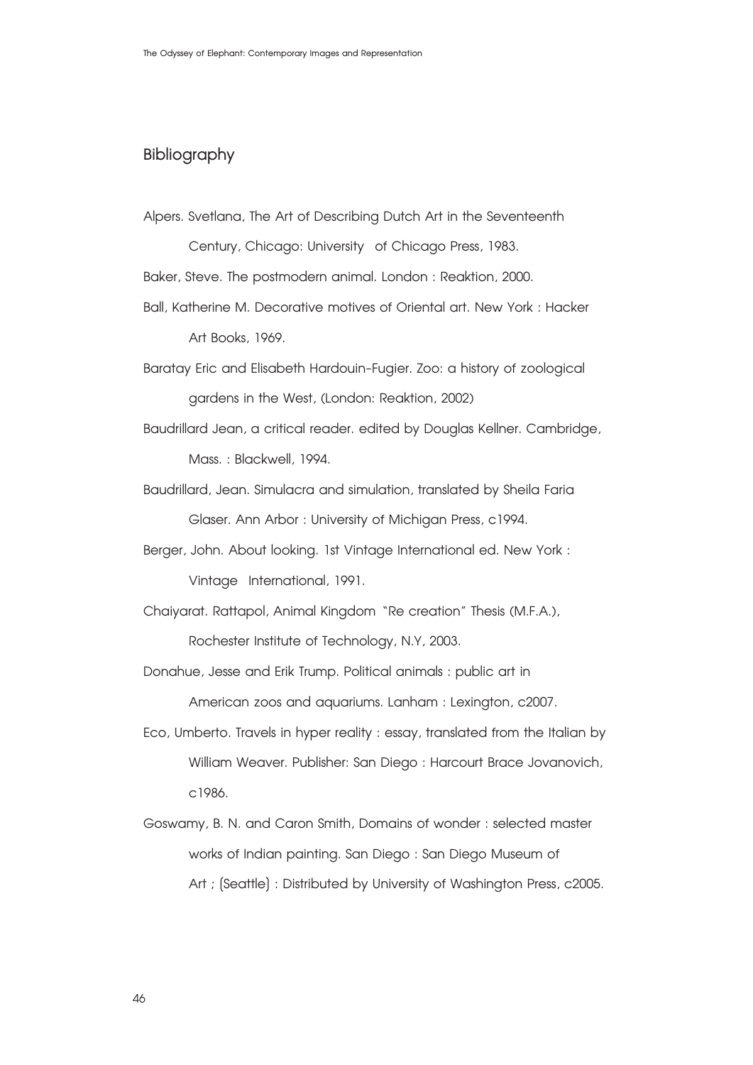## Bibliography

Alpers. Svetlana, The Art of Describing Dutch Art in the Seventeenth Century, Chicago: University of Chicago Press, 1983.

Baker, Steve. The postmodern animal. London : Reaktion, 2000.

Ball, Katherine M. Decorative motives of Oriental art. New York : Hacker Art Books, 1969.

Baratay Eric and Elisabeth Hardouin-Fugier. Zoo: a history of zoological gardens in the West, (London: Reaktion, 2002)

Baudrillard Jean, a critical reader. edited by Douglas Kellner. Cambridge, Mass. : Blackwell, 1994.

Baudrillard, Jean. Simulacra and simulation, translated by Sheila Faria Glaser. Ann Arbor : University of Michigan Press, c1994.

Berger, John. About looking. 1st Vintage International ed. New York : Vintage International, 1991.

Chaiyarat. Rattapol, Animal Kingdom "Re creation" Thesis (M.F.A.), Rochester Institute of Technology, N.Y, 2003.

Donahue, Jesse and Erik Trump. Political animals : public art in American zoos and aquariums. Lanham : Lexington, c2007.

Eco, Umberto. Travels in hyper reality : essay, translated from the Italian by William Weaver. Publisher: San Diego : Harcourt Brace Jovanovich, c1986.

Goswamy, B. N. and Caron Smith, Domains of wonder : selected master works of Indian painting. San Diego : San Diego Museum of Art ; [Seattle] : Distributed by University of Washington Press, c2005.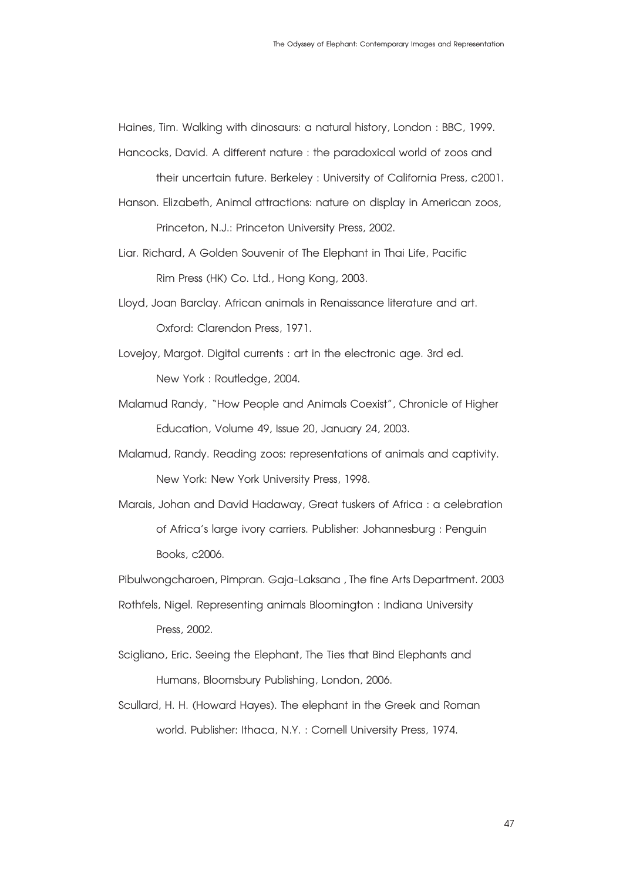Haines, Tim. Walking with dinosaurs: a natural history, London : BBC, 1999.

Hancocks, David. A different nature : the paradoxical world of zoos and their uncertain future. Berkeley : University of California Press, c2001.

Hanson. Elizabeth, Animal attractions: nature on display in American zoos, Princeton, N.J.: Princeton University Press, 2002.

Liar. Richard, A Golden Souvenir of The Elephant in Thai Life, Pacific Rim Press (HK) Co. Ltd., Hong Kong, 2003.

Lloyd, Joan Barclay. African animals in Renaissance literature and art. Oxford: Clarendon Press, 1971.

Lovejoy, Margot. Digital currents : art in the electronic age. 3rd ed. New York : Routledge, 2004.

Malamud Randy, "How People and Animals Coexist", Chronicle of Higher Education, Volume 49, Issue 20, January 24, 2003.

Malamud, Randy. Reading zoos: representations of animals and captivity. New York: New York University Press, 1998.

Marais, Johan and David Hadaway, Great tuskers of Africa : a celebration of Africa's large ivory carriers. Publisher: Johannesburg : Penguin Books, c2006.

Pibulwongcharoen, Pimpran. Gaja-Laksana , The fine Arts Department. 2003

Rothfels, Nigel. Representing animals Bloomington : Indiana University Press, 2002.

Scigliano, Eric. Seeing the Elephant, The Ties that Bind Elephants and Humans, Bloomsbury Publishing, London, 2006.

Scullard, H. H. (Howard Hayes). The elephant in the Greek and Roman world. Publisher: Ithaca, N.Y. : Cornell University Press, 1974.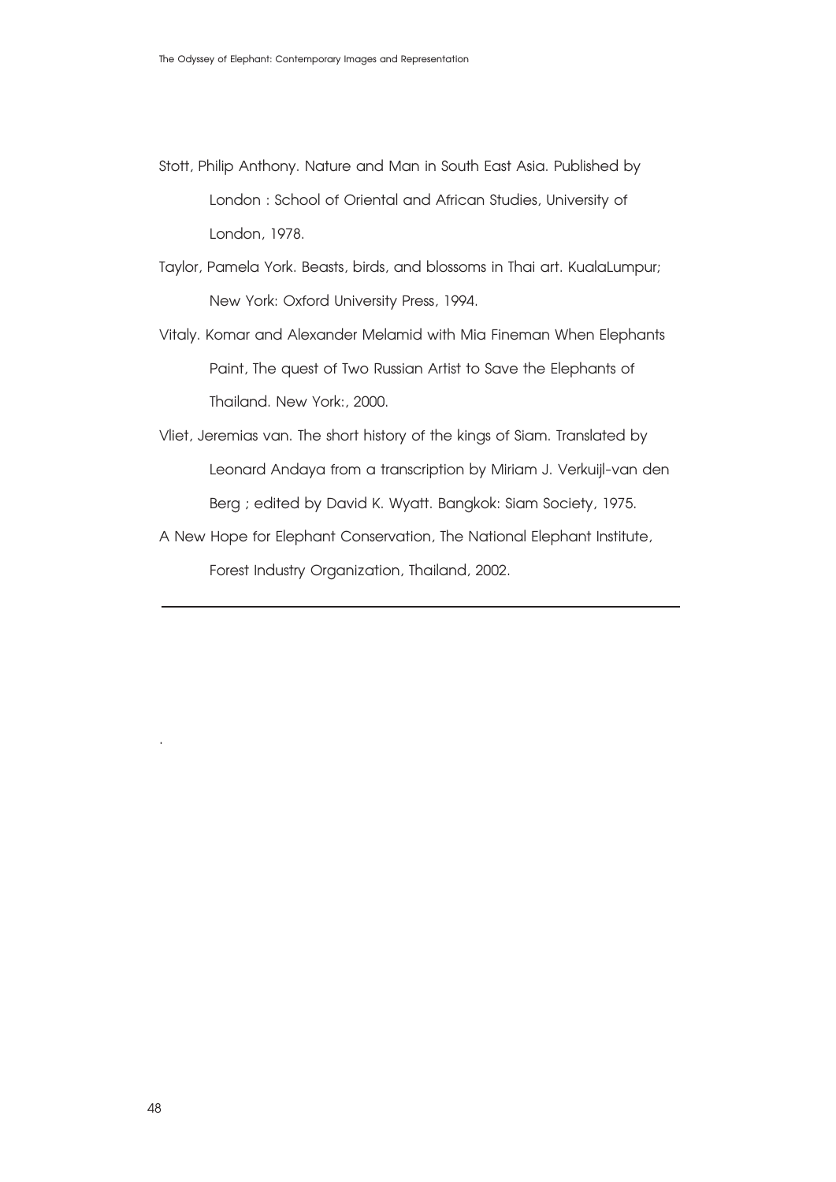Stott, Philip Anthony. Nature and Man in South East Asia. Published by London : School of Oriental and African Studies, University of London, 1978.

Taylor, Pamela York. Beasts, birds, and blossoms in Thai art. KualaLumpur; New York: Oxford University Press, 1994.

Vitaly. Komar and Alexander Melamid with Mia Fineman When Elephants Paint, The quest of Two Russian Artist to Save the Elephants of Thailand. New York:, 2000.

Vliet, Jeremias van. The short history of the kings of Siam. Translated by Leonard Andaya from a transcription by Miriam J. Verkuijl-van den Berg ; edited by David K. Wyatt. Bangkok: Siam Society, 1975.

A New Hope for Elephant Conservation, The National Elephant Institute, Forest Industry Organization, Thailand, 2002.

---